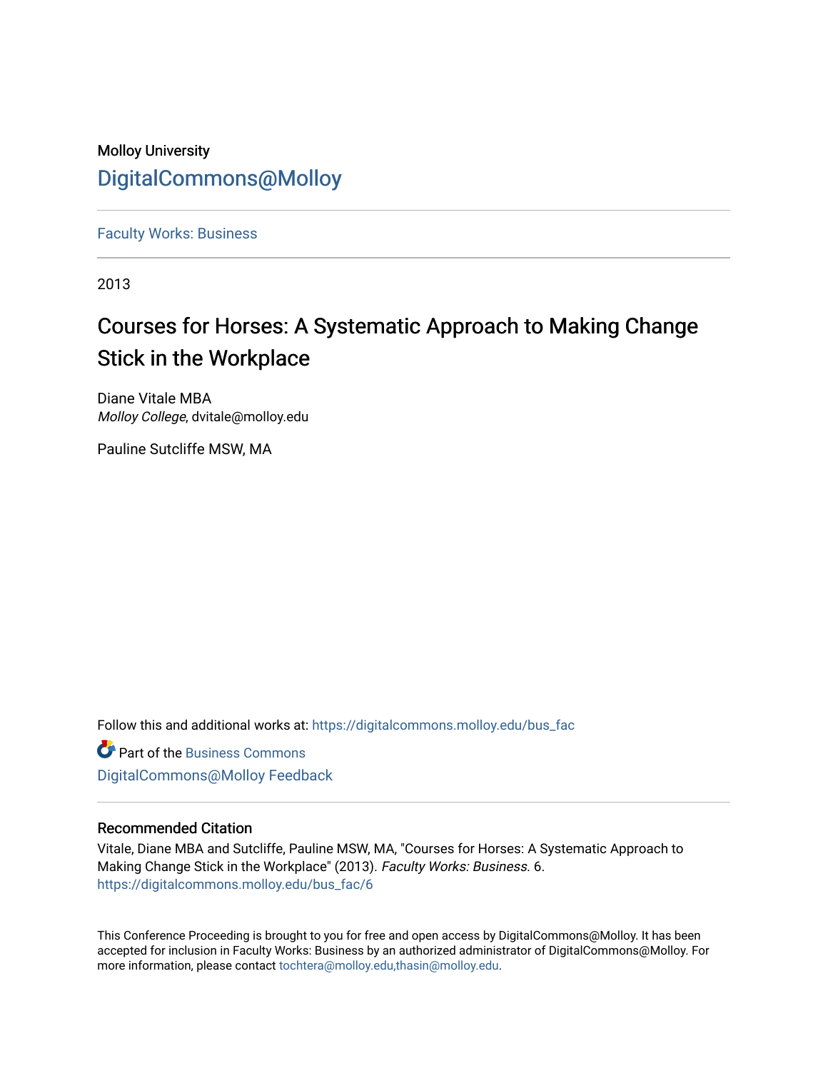Molloy University

DigitalCommons@Molloy

Faculty Works: Business

2013

# Courses for Horses: A Systematic Approach to Making Change Stick in the Workplace

Diane Vitale MBA
*Molloy College*, dvitale@molloy.edu

Pauline Sutcliffe MSW, MA

Follow this and additional works at: https://digitalcommons.molloy.edu/bus_fac

Part of the Business Commons

DigitalCommons@Molloy Feedback

## Recommended Citation

Vitale, Diane MBA and Sutcliffe, Pauline MSW, MA, "Courses for Horses: A Systematic Approach to Making Change Stick in the Workplace" (2013). *Faculty Works: Business*. 6.
https://digitalcommons.molloy.edu/bus_fac/6

This Conference Proceeding is brought to you for free and open access by DigitalCommons@Molloy. It has been accepted for inclusion in Faculty Works: Business by an authorized administrator of DigitalCommons@Molloy. For more information, please contact tochtera@molloy.edu,thasin@molloy.edu.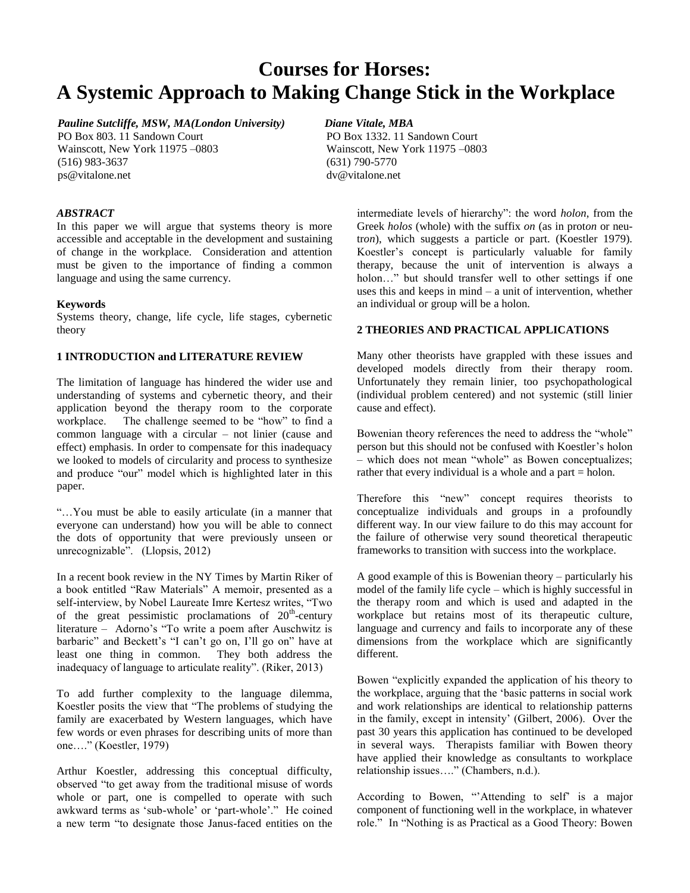# Courses for Horses: A Systemic Approach to Making Change Stick in the Workplace

*Pauline Sutcliffe, MSW, MA(London University)*
PO Box 803. 11 Sandown Court
Wainscott, New York 11975 –0803
(516) 983-3637
ps@vitalone.net

*Diane Vitale, MBA*
PO Box 1332. 11 Sandown Court
Wainscott, New York 11975 –0803
(631) 790-5770
dv@vitalone.net

### *ABSTRACT*

In this paper we will argue that systems theory is more accessible and acceptable in the development and sustaining of change in the workplace. Consideration and attention must be given to the importance of finding a common language and using the same currency.

### Keywords

Systems theory, change, life cycle, life stages, cybernetic theory

## 1 INTRODUCTION and LITERATURE REVIEW

The limitation of language has hindered the wider use and understanding of systems and cybernetic theory, and their application beyond the therapy room to the corporate workplace. The challenge seemed to be "how" to find a common language with a circular – not linier (cause and effect) emphasis. In order to compensate for this inadequacy we looked to models of circularity and process to synthesize and produce "our" model which is highlighted later in this paper.

"…You must be able to easily articulate (in a manner that everyone can understand) how you will be able to connect the dots of opportunity that were previously unseen or unrecognizable". (Llopsis, 2012)

In a recent book review in the NY Times by Martin Riker of a book entitled "Raw Materials" A memoir, presented as a self-interview, by Nobel Laureate Imre Kertesz writes, "Two of the great pessimistic proclamations of 20th-century literature – Adorno's "To write a poem after Auschwitz is barbaric" and Beckett's "I can't go on, I'll go on" have at least one thing in common. They both address the inadequacy of language to articulate reality". (Riker, 2013)

To add further complexity to the language dilemma, Koestler posits the view that "The problems of studying the family are exacerbated by Western languages, which have few words or even phrases for describing units of more than one…." (Koestler, 1979)

Arthur Koestler, addressing this conceptual difficulty, observed "to get away from the traditional misuse of words whole or part, one is compelled to operate with such awkward terms as 'sub-whole' or 'part-whole'." He coined a new term "to designate those Janus-faced entities on the intermediate levels of hierarchy": the word *holon*, from the Greek *holos* (whole) with the suffix *on* (as in prot*on* or neu-tr*on*), which suggests a particle or part. (Koestler 1979). Koestler's concept is particularly valuable for family therapy, because the unit of intervention is always a holon…" but should transfer well to other settings if one uses this and keeps in mind – a unit of intervention, whether an individual or group will be a holon.

## 2 THEORIES AND PRACTICAL APPLICATIONS

Many other theorists have grappled with these issues and developed models directly from their therapy room. Unfortunately they remain linier, too psychopathological (individual problem centered) and not systemic (still linier cause and effect).

Bowenian theory references the need to address the "whole" person but this should not be confused with Koestler's holon – which does not mean "whole" as Bowen conceptualizes; rather that every individual is a whole and a part = holon.

Therefore this "new" concept requires theorists to conceptualize individuals and groups in a profoundly different way. In our view failure to do this may account for the failure of otherwise very sound theoretical therapeutic frameworks to transition with success into the workplace.

A good example of this is Bowenian theory – particularly his model of the family life cycle – which is highly successful in the therapy room and which is used and adapted in the workplace but retains most of its therapeutic culture, language and currency and fails to incorporate any of these dimensions from the workplace which are significantly different.

Bowen "explicitly expanded the application of his theory to the workplace, arguing that the 'basic patterns in social work and work relationships are identical to relationship patterns in the family, except in intensity' (Gilbert, 2006). Over the past 30 years this application has continued to be developed in several ways. Therapists familiar with Bowen theory have applied their knowledge as consultants to workplace relationship issues…." (Chambers, n.d.).

According to Bowen, "'Attending to self' is a major component of functioning well in the workplace, in whatever role." In "Nothing is as Practical as a Good Theory: Bowen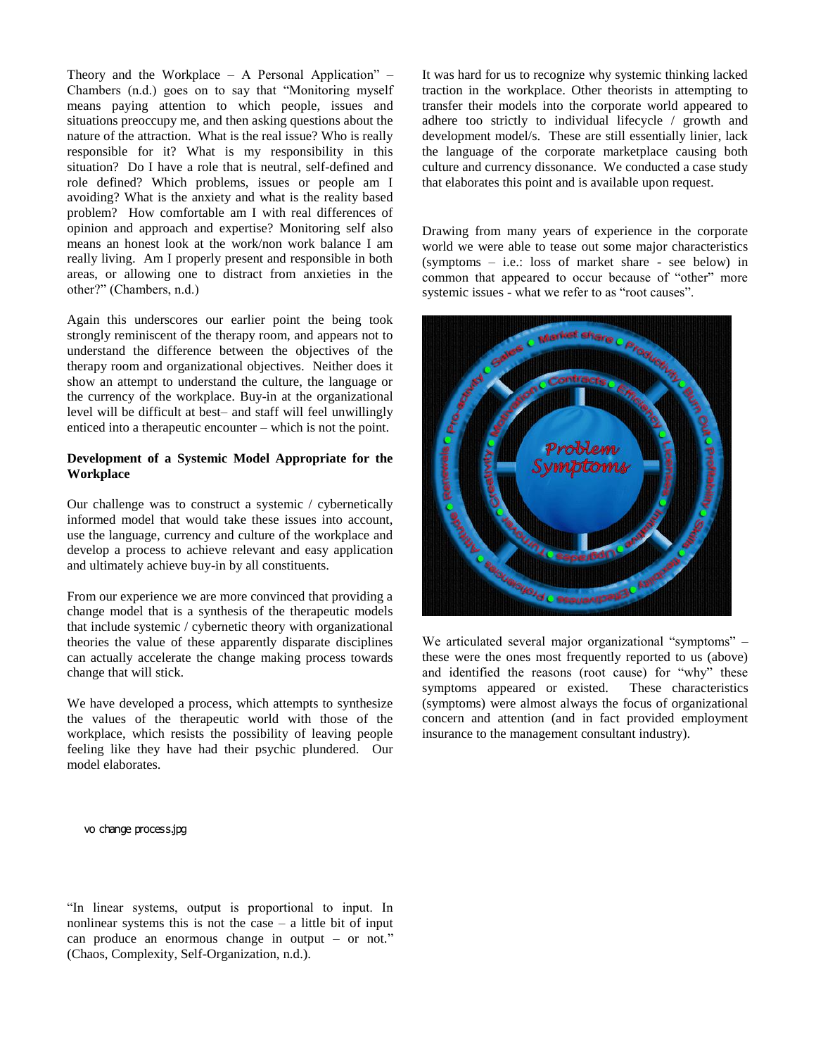Theory and the Workplace – A Personal Application" – Chambers (n.d.) goes on to say that "Monitoring myself means paying attention to which people, issues and situations preoccupy me, and then asking questions about the nature of the attraction. What is the real issue? Who is really responsible for it? What is my responsibility in this situation? Do I have a role that is neutral, self-defined and role defined? Which problems, issues or people am I avoiding? What is the anxiety and what is the reality based problem? How comfortable am I with real differences of opinion and approach and expertise? Monitoring self also means an honest look at the work/non work balance I am really living. Am I properly present and responsible in both areas, or allowing one to distract from anxieties in the other?" (Chambers, n.d.)

Again this underscores our earlier point the being took strongly reminiscent of the therapy room, and appears not to understand the difference between the objectives of the therapy room and organizational objectives. Neither does it show an attempt to understand the culture, the language or the currency of the workplace. Buy-in at the organizational level will be difficult at best– and staff will feel unwillingly enticed into a therapeutic encounter – which is not the point.

**Development of a Systemic Model Appropriate for the Workplace**

Our challenge was to construct a systemic / cybernetically informed model that would take these issues into account, use the language, currency and culture of the workplace and develop a process to achieve relevant and easy application and ultimately achieve buy-in by all constituents.

From our experience we are more convinced that providing a change model that is a synthesis of the therapeutic models that include systemic / cybernetic theory with organizational theories the value of these apparently disparate disciplines can actually accelerate the change making process towards change that will stick.

We have developed a process, which attempts to synthesize the values of the therapeutic world with those of the workplace, which resists the possibility of leaving people feeling like they have had their psychic plundered. Our model elaborates.

vo change process.jpg

"In linear systems, output is proportional to input. In nonlinear systems this is not the case – a little bit of input can produce an enormous change in output – or not." (Chaos, Complexity, Self-Organization, n.d.).

It was hard for us to recognize why systemic thinking lacked traction in the workplace. Other theorists in attempting to transfer their models into the corporate world appeared to adhere too strictly to individual lifecycle / growth and development model/s. These are still essentially linier, lack the language of the corporate marketplace causing both culture and currency dissonance. We conducted a case study that elaborates this point and is available upon request.

Drawing from many years of experience in the corporate world we were able to tease out some major characteristics (symptoms – i.e.: loss of market share - see below) in common that appeared to occur because of "other" more systemic issues - what we refer to as "root causes".

We articulated several major organizational "symptoms" – these were the ones most frequently reported to us (above) and identified the reasons (root cause) for "why" these symptoms appeared or existed. These characteristics (symptoms) were almost always the focus of organizational concern and attention (and in fact provided employment insurance to the management consultant industry).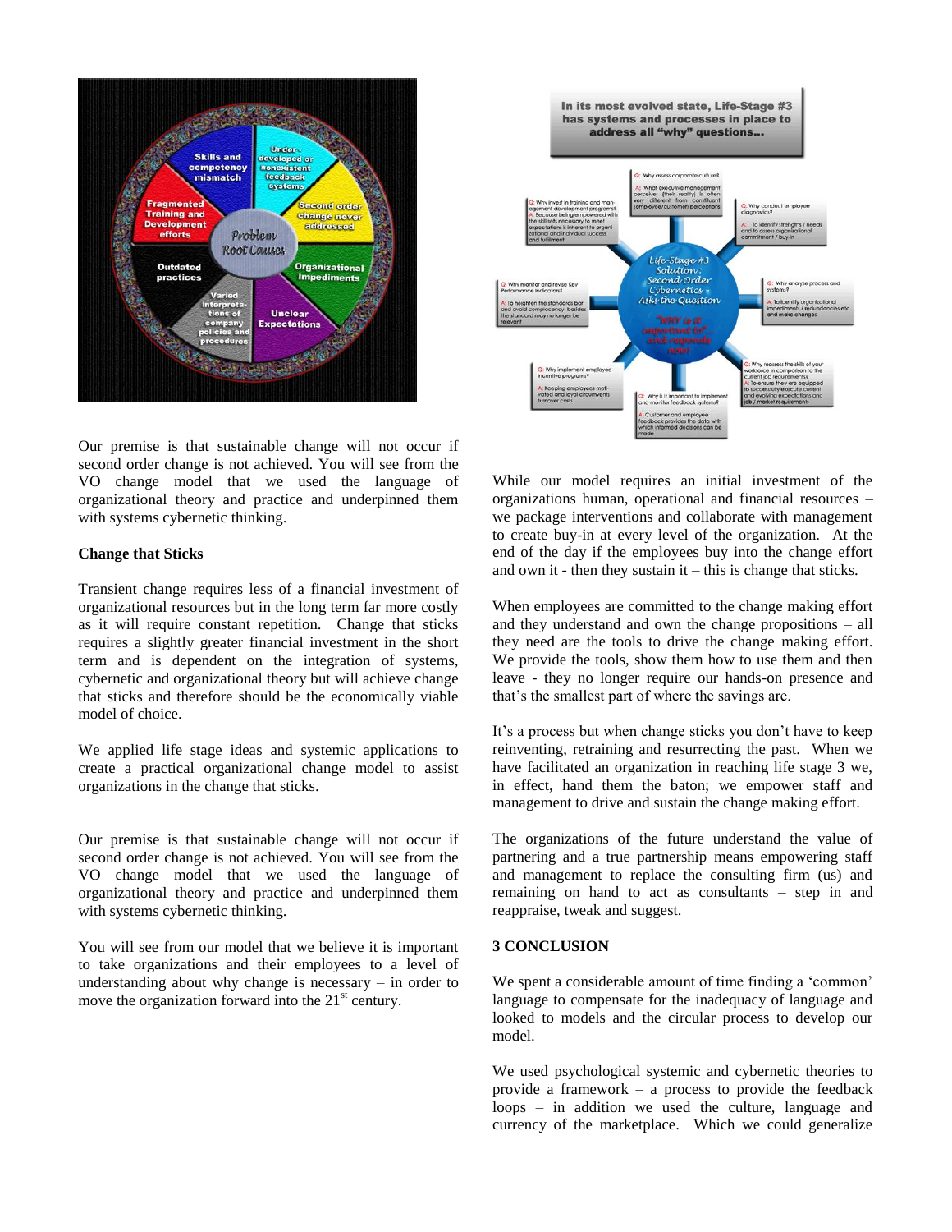Our premise is that sustainable change will not occur if second order change is not achieved. You will see from the VO change model that we used the language of organizational theory and practice and underpinned them with systems cybernetic thinking.

**Change that Sticks**

Transient change requires less of a financial investment of organizational resources but in the long term far more costly as it will require constant repetition. Change that sticks requires a slightly greater financial investment in the short term and is dependent on the integration of systems, cybernetic and organizational theory but will achieve change that sticks and therefore should be the economically viable model of choice.

We applied life stage ideas and systemic applications to create a practical organizational change model to assist organizations in the change that sticks.

Our premise is that sustainable change will not occur if second order change is not achieved. You will see from the VO change model that we used the language of organizational theory and practice and underpinned them with systems cybernetic thinking.

You will see from our model that we believe it is important to take organizations and their employees to a level of understanding about why change is necessary – in order to move the organization forward into the 21st century.

While our model requires an initial investment of the organizations human, operational and financial resources – we package interventions and collaborate with management to create buy-in at every level of the organization. At the end of the day if the employees buy into the change effort and own it - then they sustain it – this is change that sticks.

When employees are committed to the change making effort and they understand and own the change propositions – all they need are the tools to drive the change making effort. We provide the tools, show them how to use them and then leave - they no longer require our hands-on presence and that's the smallest part of where the savings are.

It's a process but when change sticks you don't have to keep reinventing, retraining and resurrecting the past. When we have facilitated an organization in reaching life stage 3 we, in effect, hand them the baton; we empower staff and management to drive and sustain the change making effort.

The organizations of the future understand the value of partnering and a true partnership means empowering staff and management to replace the consulting firm (us) and remaining on hand to act as consultants – step in and reappraise, tweak and suggest.

## 3 CONCLUSION

We spent a considerable amount of time finding a 'common' language to compensate for the inadequacy of language and looked to models and the circular process to develop our model.

We used psychological systemic and cybernetic theories to provide a framework – a process to provide the feedback loops – in addition we used the culture, language and currency of the marketplace. Which we could generalize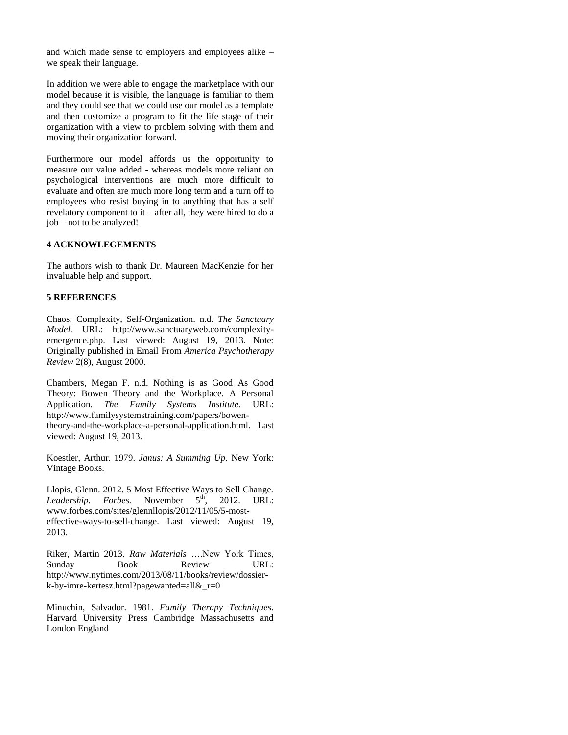and which made sense to employers and employees alike – we speak their language.

In addition we were able to engage the marketplace with our model because it is visible, the language is familiar to them and they could see that we could use our model as a template and then customize a program to fit the life stage of their organization with a view to problem solving with them and moving their organization forward.

Furthermore our model affords us the opportunity to measure our value added - whereas models more reliant on psychological interventions are much more difficult to evaluate and often are much more long term and a turn off to employees who resist buying in to anything that has a self revelatory component to it – after all, they were hired to do a job – not to be analyzed!

## 4 ACKNOWLEGEMENTS

The authors wish to thank Dr. Maureen MacKenzie for her invaluable help and support.

## 5 REFERENCES

Chaos, Complexity, Self-Organization. n.d. *The Sanctuary Model.* URL: http://www.sanctuaryweb.com/complexity-emergence.php. Last viewed: August 19, 2013. Note: Originally published in Email From *America Psychotherapy Review* 2(8), August 2000.

Chambers, Megan F. n.d. Nothing is as Good As Good Theory: Bowen Theory and the Workplace. A Personal Application. *The Family Systems Institute.* URL: http://www.familysystemstraining.com/papers/bowen-theory-and-the-workplace-a-personal-application.html. Last viewed: August 19, 2013.

Koestler, Arthur. 1979. *Janus: A Summing Up*. New York: Vintage Books.

Llopis, Glenn. 2012. 5 Most Effective Ways to Sell Change. *Leadership. Forbes.* November 5th, 2012. URL: www.forbes.com/sites/glennllopis/2012/11/05/5-most-effective-ways-to-sell-change. Last viewed: August 19, 2013.

Riker, Martin 2013. *Raw Materials* ….New York Times, Sunday Book Review URL: http://www.nytimes.com/2013/08/11/books/review/dossier-k-by-imre-kertesz.html?pagewanted=all&_r=0

Minuchin, Salvador. 1981. *Family Therapy Techniques*. Harvard University Press Cambridge Massachusetts and London England